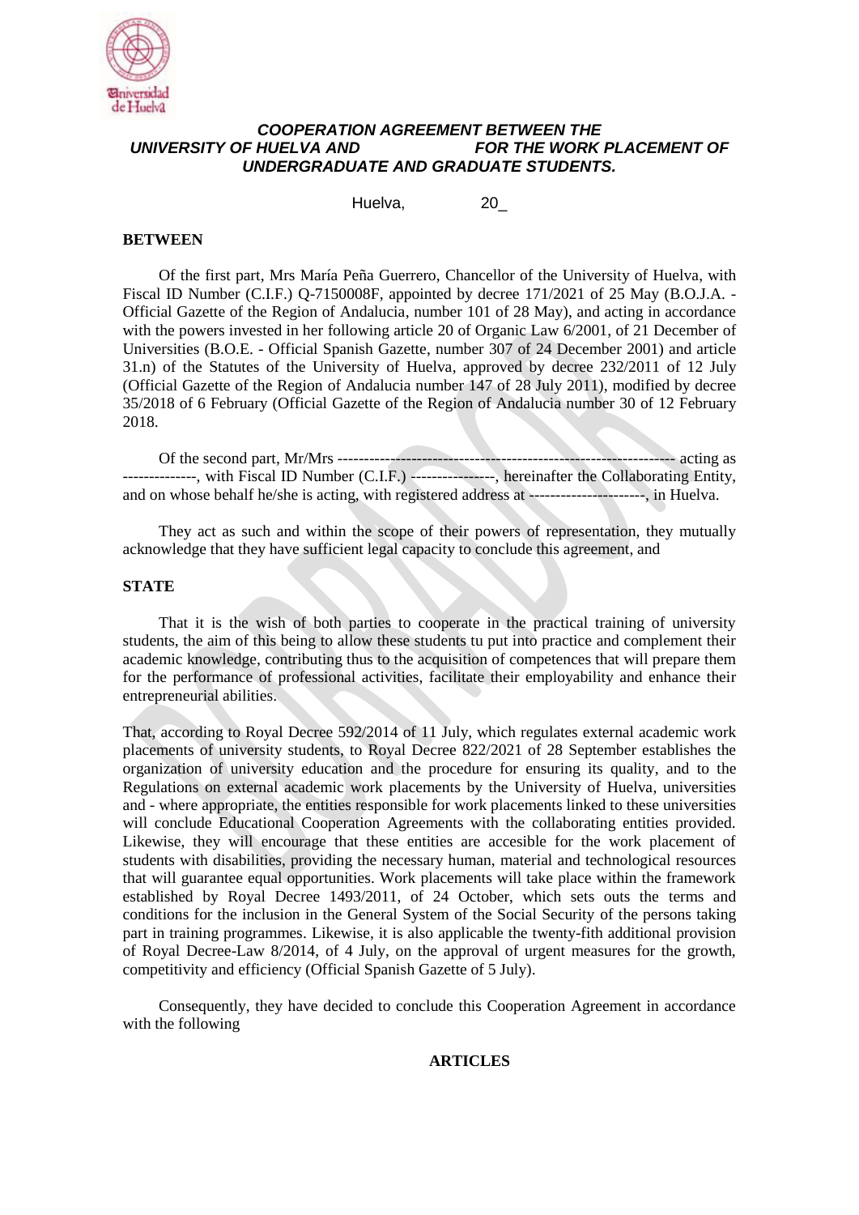***COOPERATION AGREEMENT BETWEEN THE UNIVERSITY OF HUELVA AND FOR THE WORK PLACEMENT OF UNDERGRADUATE AND GRADUATE STUDENTS.***

Huelva, 20_

**BETWEEN**

Of the first part, Mrs María Peña Guerrero, Chancellor of the University of Huelva, with Fiscal ID Number (C.I.F.) Q-7150008F, appointed by decree 171/2021 of 25 May (B.O.J.A. - Official Gazette of the Region of Andalucia, number 101 of 28 May), and acting in accordance with the powers invested in her following article 20 of Organic Law 6/2001, of 21 December of Universities (B.O.E. - Official Spanish Gazette, number 307 of 24 December 2001) and article 31.n) of the Statutes of the University of Huelva, approved by decree 232/2011 of 12 July (Official Gazette of the Region of Andalucia number 147 of 28 July 2011), modified by decree 35/2018 of 6 February (Official Gazette of the Region of Andalucia number 30 of 12 February 2018.

Of the second part, Mr/Mrs ---------------------------------------------------------------- acting as --------------, with Fiscal ID Number (C.I.F.) ----------------, hereinafter the Collaborating Entity, and on whose behalf he/she is acting, with registered address at ----------------------, in Huelva.

They act as such and within the scope of their powers of representation, they mutually acknowledge that they have sufficient legal capacity to conclude this agreement, and

**STATE**

That it is the wish of both parties to cooperate in the practical training of university students, the aim of this being to allow these students tu put into practice and complement their academic knowledge, contributing thus to the acquisition of competences that will prepare them for the performance of professional activities, facilitate their employability and enhance their entrepreneurial abilities.

That, according to Royal Decree 592/2014 of 11 July, which regulates external academic work placements of university students, to Royal Decree 822/2021 of 28 September establishes the organization of university education and the procedure for ensuring its quality, and to the Regulations on external academic work placements by the University of Huelva, universities and - where appropriate, the entities responsible for work placements linked to these universities will conclude Educational Cooperation Agreements with the collaborating entities provided. Likewise, they will encourage that these entities are accesible for the work placement of students with disabilities, providing the necessary human, material and technological resources that will guarantee equal opportunities. Work placements will take place within the framework established by Royal Decree 1493/2011, of 24 October, which sets outs the terms and conditions for the inclusion in the General System of the Social Security of the persons taking part in training programmes. Likewise, it is also applicable the twenty-fith additional provision of Royal Decree-Law 8/2014, of 4 July, on the approval of urgent measures for the growth, competitivity and efficiency (Official Spanish Gazette of 5 July).

Consequently, they have decided to conclude this Cooperation Agreement in accordance with the following

**ARTICLES**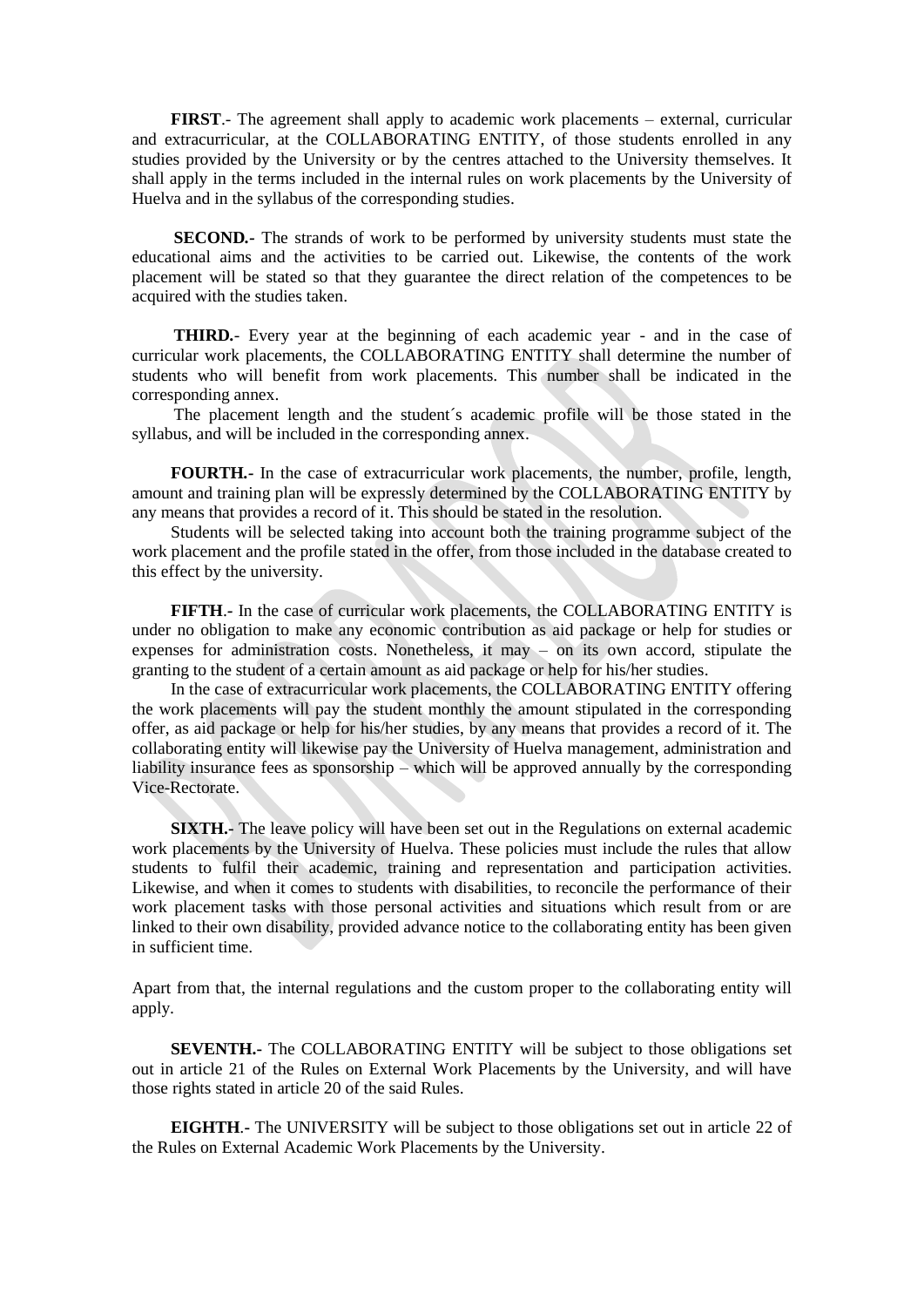**FIRST**.- The agreement shall apply to academic work placements – external, curricular and extracurricular, at the COLLABORATING ENTITY, of those students enrolled in any studies provided by the University or by the centres attached to the University themselves. It shall apply in the terms included in the internal rules on work placements by the University of Huelva and in the syllabus of the corresponding studies.

**SECOND.-** The strands of work to be performed by university students must state the educational aims and the activities to be carried out. Likewise, the contents of the work placement will be stated so that they guarantee the direct relation of the competences to be acquired with the studies taken.

**THIRD.**- Every year at the beginning of each academic year - and in the case of curricular work placements, the COLLABORATING ENTITY shall determine the number of students who will benefit from work placements. This number shall be indicated in the corresponding annex.

The placement length and the student´s academic profile will be those stated in the syllabus, and will be included in the corresponding annex.

**FOURTH.-** In the case of extracurricular work placements, the number, profile, length, amount and training plan will be expressly determined by the COLLABORATING ENTITY by any means that provides a record of it. This should be stated in the resolution.

Students will be selected taking into account both the training programme subject of the work placement and the profile stated in the offer, from those included in the database created to this effect by the university.

**FIFTH**.- In the case of curricular work placements, the COLLABORATING ENTITY is under no obligation to make any economic contribution as aid package or help for studies or expenses for administration costs. Nonetheless, it may – on its own accord, stipulate the granting to the student of a certain amount as aid package or help for his/her studies.

In the case of extracurricular work placements, the COLLABORATING ENTITY offering the work placements will pay the student monthly the amount stipulated in the corresponding offer, as aid package or help for his/her studies, by any means that provides a record of it. The collaborating entity will likewise pay the University of Huelva management, administration and liability insurance fees as sponsorship – which will be approved annually by the corresponding Vice-Rectorate.

**SIXTH.-** The leave policy will have been set out in the Regulations on external academic work placements by the University of Huelva. These policies must include the rules that allow students to fulfil their academic, training and representation and participation activities. Likewise, and when it comes to students with disabilities, to reconcile the performance of their work placement tasks with those personal activities and situations which result from or are linked to their own disability, provided advance notice to the collaborating entity has been given in sufficient time.

Apart from that, the internal regulations and the custom proper to the collaborating entity will apply.

**SEVENTH.-** The COLLABORATING ENTITY will be subject to those obligations set out in article 21 of the Rules on External Work Placements by the University, and will have those rights stated in article 20 of the said Rules.

**EIGHTH**.- The UNIVERSITY will be subject to those obligations set out in article 22 of the Rules on External Academic Work Placements by the University.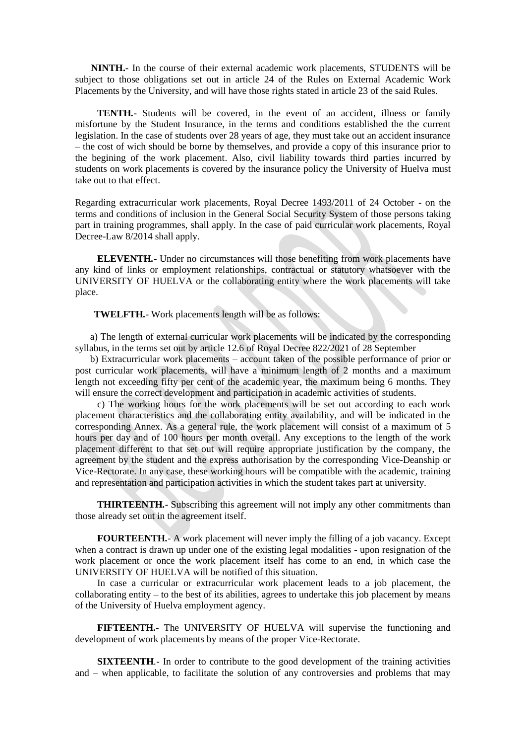**NINTH.-** In the course of their external academic work placements, STUDENTS will be subject to those obligations set out in article 24 of the Rules on External Academic Work Placements by the University, and will have those rights stated in article 23 of the said Rules.

**TENTH.-** Students will be covered, in the event of an accident, illness or family misfortune by the Student Insurance, in the terms and conditions established the the current legislation. In the case of students over 28 years of age, they must take out an accident insurance – the cost of wich should be borne by themselves, and provide a copy of this insurance prior to the begining of the work placement. Also, civil liability towards third parties incurred by students on work placements is covered by the insurance policy the University of Huelva must take out to that effect.

Regarding extracurricular work placements, Royal Decree 1493/2011 of 24 October - on the terms and conditions of inclusion in the General Social Security System of those persons taking part in training programmes, shall apply. In the case of paid curricular work placements, Royal Decree-Law 8/2014 shall apply.

**ELEVENTH.**- Under no circumstances will those benefiting from work placements have any kind of links or employment relationships, contractual or statutory whatsoever with the UNIVERSITY OF HUELVA or the collaborating entity where the work placements will take place.

**TWELFTH.**- Work placements length will be as follows:

a) The length of external curricular work placements will be indicated by the corresponding syllabus, in the terms set out by article 12.6 of Royal Decree 822/2021 of 28 September

b) Extracurricular work placements – account taken of the possible performance of prior or post curricular work placements, will have a minimum length of 2 months and a maximum length not exceeding fifty per cent of the academic year, the maximum being 6 months. They will ensure the correct development and participation in academic activities of students.

c) The working hours for the work placements will be set out according to each work placement characteristics and the collaborating entity availability, and will be indicated in the corresponding Annex. As a general rule, the work placement will consist of a maximum of 5 hours per day and of 100 hours per month overall. Any exceptions to the length of the work placement different to that set out will require appropriate justification by the company, the agreement by the student and the express authorisation by the corresponding Vice-Deanship or Vice-Rectorate. In any case, these working hours will be compatible with the academic, training and representation and participation activities in which the student takes part at university.

**THIRTEENTH.**- Subscribing this agreement will not imply any other commitments than those already set out in the agreement itself.

**FOURTEENTH.**- A work placement will never imply the filling of a job vacancy. Except when a contract is drawn up under one of the existing legal modalities - upon resignation of the work placement or once the work placement itself has come to an end, in which case the UNIVERSITY OF HUELVA will be notified of this situation.

In case a curricular or extracurricular work placement leads to a job placement, the collaborating entity – to the best of its abilities, agrees to undertake this job placement by means of the University of Huelva employment agency.

**FIFTEENTH.-** The UNIVERSITY OF HUELVA will supervise the functioning and development of work placements by means of the proper Vice-Rectorate.

**SIXTEENTH**.- In order to contribute to the good development of the training activities and – when applicable, to facilitate the solution of any controversies and problems that may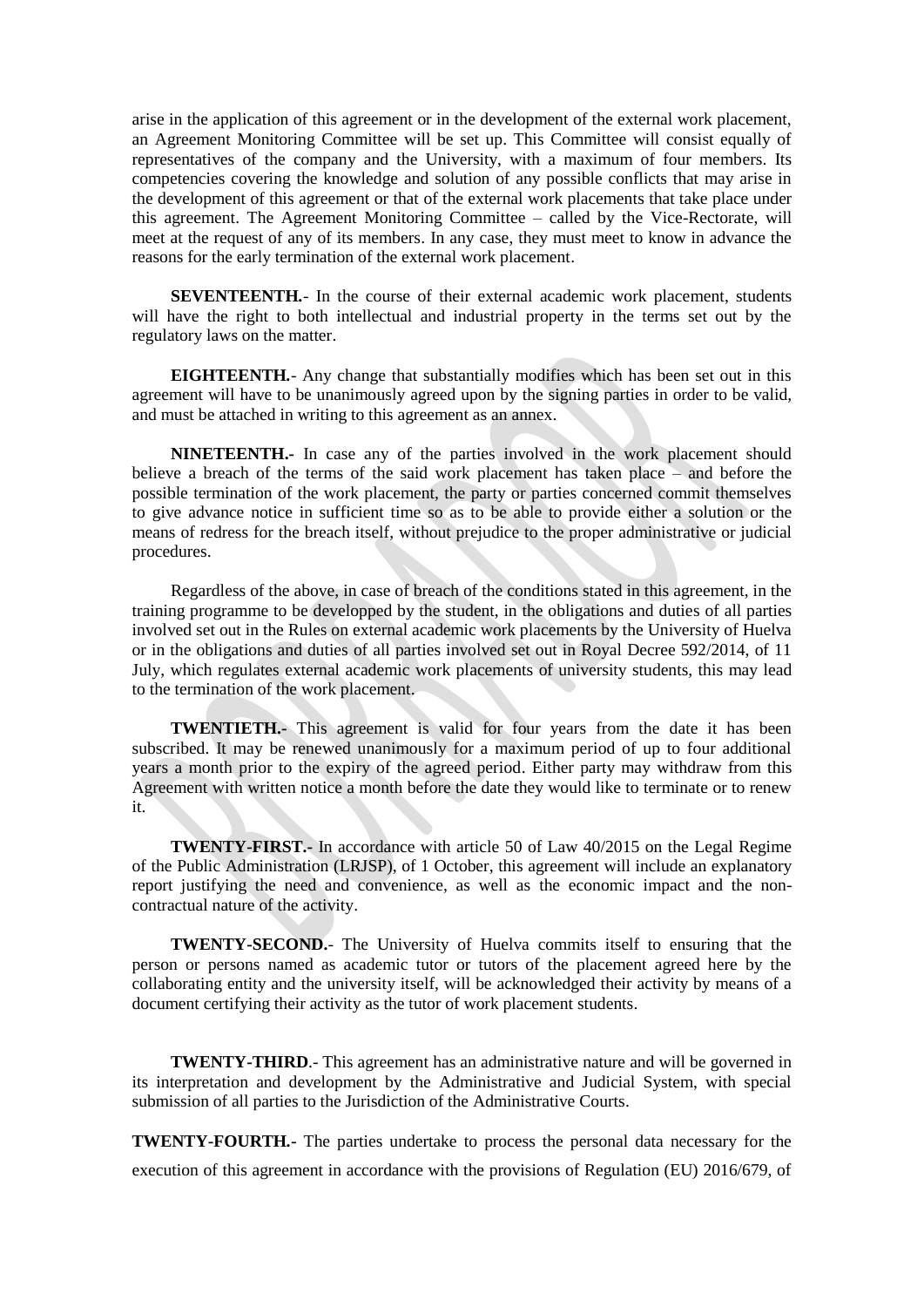arise in the application of this agreement or in the development of the external work placement, an Agreement Monitoring Committee will be set up. This Committee will consist equally of representatives of the company and the University, with a maximum of four members. Its competencies covering the knowledge and solution of any possible conflicts that may arise in the development of this agreement or that of the external work placements that take place under this agreement. The Agreement Monitoring Committee – called by the Vice-Rectorate, will meet at the request of any of its members. In any case, they must meet to know in advance the reasons for the early termination of the external work placement.

**SEVENTEENTH.**- In the course of their external academic work placement, students will have the right to both intellectual and industrial property in the terms set out by the regulatory laws on the matter.

**EIGHTEENTH.**- Any change that substantially modifies which has been set out in this agreement will have to be unanimously agreed upon by the signing parties in order to be valid, and must be attached in writing to this agreement as an annex.

**NINETEENTH.-** In case any of the parties involved in the work placement should believe a breach of the terms of the said work placement has taken place – and before the possible termination of the work placement, the party or parties concerned commit themselves to give advance notice in sufficient time so as to be able to provide either a solution or the means of redress for the breach itself, without prejudice to the proper administrative or judicial procedures.

Regardless of the above, in case of breach of the conditions stated in this agreement, in the training programme to be developped by the student, in the obligations and duties of all parties involved set out in the Rules on external academic work placements by the University of Huelva or in the obligations and duties of all parties involved set out in Royal Decree 592/2014, of 11 July, which regulates external academic work placements of university students, this may lead to the termination of the work placement.

**TWENTIETH.**- This agreement is valid for four years from the date it has been subscribed. It may be renewed unanimously for a maximum period of up to four additional years a month prior to the expiry of the agreed period. Either party may withdraw from this Agreement with written notice a month before the date they would like to terminate or to renew it.

**TWENTY-FIRST.-** In accordance with article 50 of Law 40/2015 on the Legal Regime of the Public Administration (LRJSP), of 1 October, this agreement will include an explanatory report justifying the need and convenience, as well as the economic impact and the non-contractual nature of the activity.

**TWENTY-SECOND.**- The University of Huelva commits itself to ensuring that the person or persons named as academic tutor or tutors of the placement agreed here by the collaborating entity and the university itself, will be acknowledged their activity by means of a document certifying their activity as the tutor of work placement students.

**TWENTY-THIRD**.- This agreement has an administrative nature and will be governed in its interpretation and development by the Administrative and Judicial System, with special submission of all parties to the Jurisdiction of the Administrative Courts.

**TWENTY-FOURTH.-** The parties undertake to process the personal data necessary for the execution of this agreement in accordance with the provisions of Regulation (EU) 2016/679, of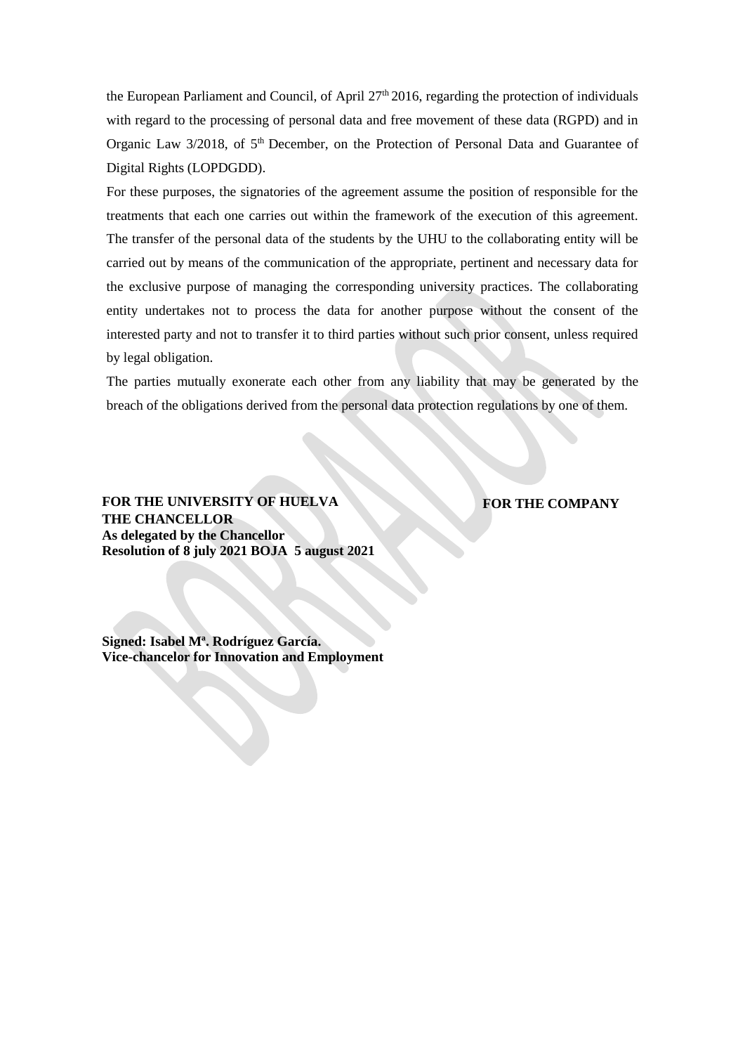the European Parliament and Council, of April 27th 2016, regarding the protection of individuals with regard to the processing of personal data and free movement of these data (RGPD) and in Organic Law 3/2018, of 5th December, on the Protection of Personal Data and Guarantee of Digital Rights (LOPDGDD).

For these purposes, the signatories of the agreement assume the position of responsible for the treatments that each one carries out within the framework of the execution of this agreement. The transfer of the personal data of the students by the UHU to the collaborating entity will be carried out by means of the communication of the appropriate, pertinent and necessary data for the exclusive purpose of managing the corresponding university practices. The collaborating entity undertakes not to process the data for another purpose without the consent of the interested party and not to transfer it to third parties without such prior consent, unless required by legal obligation.

The parties mutually exonerate each other from any liability that may be generated by the breach of the obligations derived from the personal data protection regulations by one of them.

**FOR THE UNIVERSITY OF HUELVA**
**THE CHANCELLOR**
**As delegated by the Chancellor**
**Resolution of 8 july 2021 BOJA 5 august 2021**

**FOR THE COMPANY**

**Signed: Isabel Mª. Rodríguez García.**
**Vice-chancelor for Innovation and Employment**